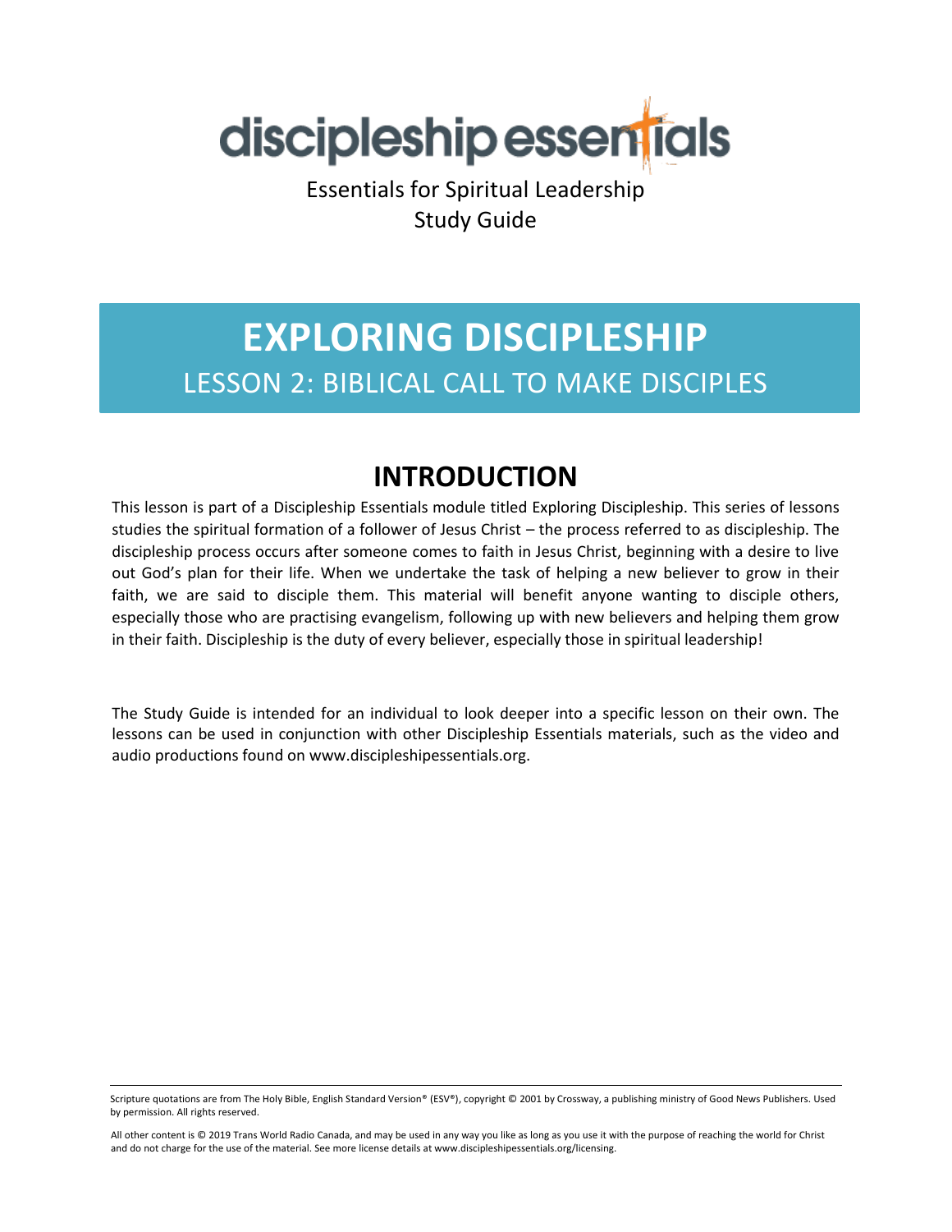discipleship essentials

Essentials for Spiritual Leadership
Study Guide

# EXPLORING DISCIPLESHIP

LESSON 2: BIBLICAL CALL TO MAKE DISCIPLES

## INTRODUCTION

This lesson is part of a Discipleship Essentials module titled Exploring Discipleship. This series of lessons studies the spiritual formation of a follower of Jesus Christ – the process referred to as discipleship. The discipleship process occurs after someone comes to faith in Jesus Christ, beginning with a desire to live out God's plan for their life. When we undertake the task of helping a new believer to grow in their faith, we are said to disciple them. This material will benefit anyone wanting to disciple others, especially those who are practising evangelism, following up with new believers and helping them grow in their faith. Discipleship is the duty of every believer, especially those in spiritual leadership!

The Study Guide is intended for an individual to look deeper into a specific lesson on their own. The lessons can be used in conjunction with other Discipleship Essentials materials, such as the video and audio productions found on www.discipleshipessentials.org.

---

Scripture quotations are from The Holy Bible, English Standard Version® (ESV®), copyright © 2001 by Crossway, a publishing ministry of Good News Publishers. Used by permission. All rights reserved.

All other content is © 2019 Trans World Radio Canada, and may be used in any way you like as long as you use it with the purpose of reaching the world for Christ and do not charge for the use of the material. See more license details at www.discipleshipessentials.org/licensing.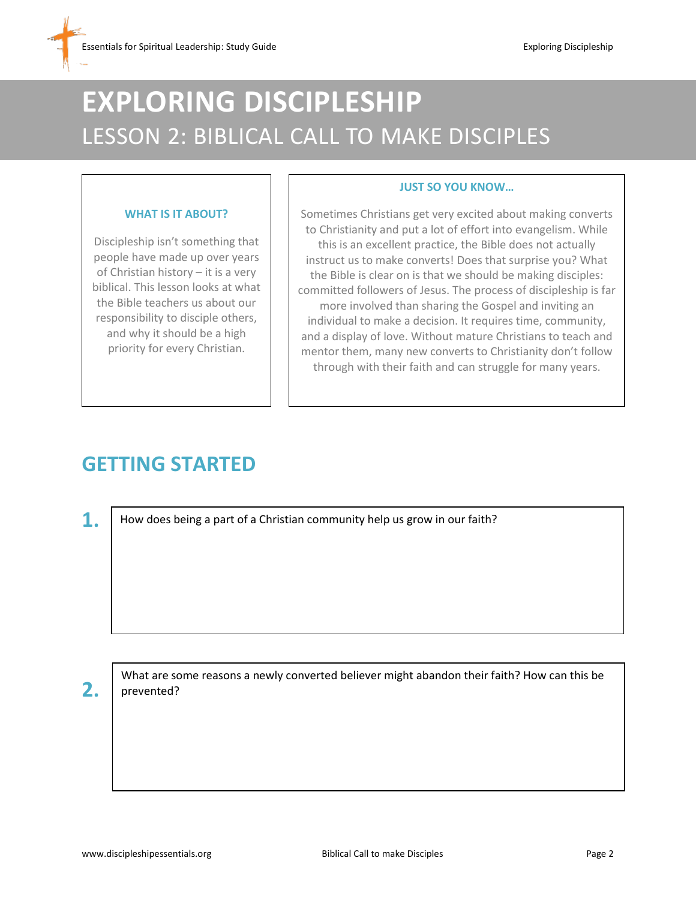# EXPLORING DISCIPLESHIP

## LESSON 2: BIBLICAL CALL TO MAKE DISCIPLES

### WHAT IS IT ABOUT?

Discipleship isn't something that people have made up over years of Christian history – it is a very biblical. This lesson looks at what the Bible teaches us about our responsibility to disciple others, and why it should be a high priority for every Christian.

### JUST SO YOU KNOW…

Sometimes Christians get very excited about making converts to Christianity and put a lot of effort into evangelism. While this is an excellent practice, the Bible does not actually instruct us to make converts! Does that surprise you? What the Bible is clear on is that we should be making disciples: committed followers of Jesus. The process of discipleship is far more involved than sharing the Gospel and inviting an individual to make a decision. It requires time, community, and a display of love. Without mature Christians to teach and mentor them, many new converts to Christianity don't follow through with their faith and can struggle for many years.

## GETTING STARTED

**1.** How does being a part of a Christian community help us grow in our faith?

**2.** What are some reasons a newly converted believer might abandon their faith? How can this be prevented?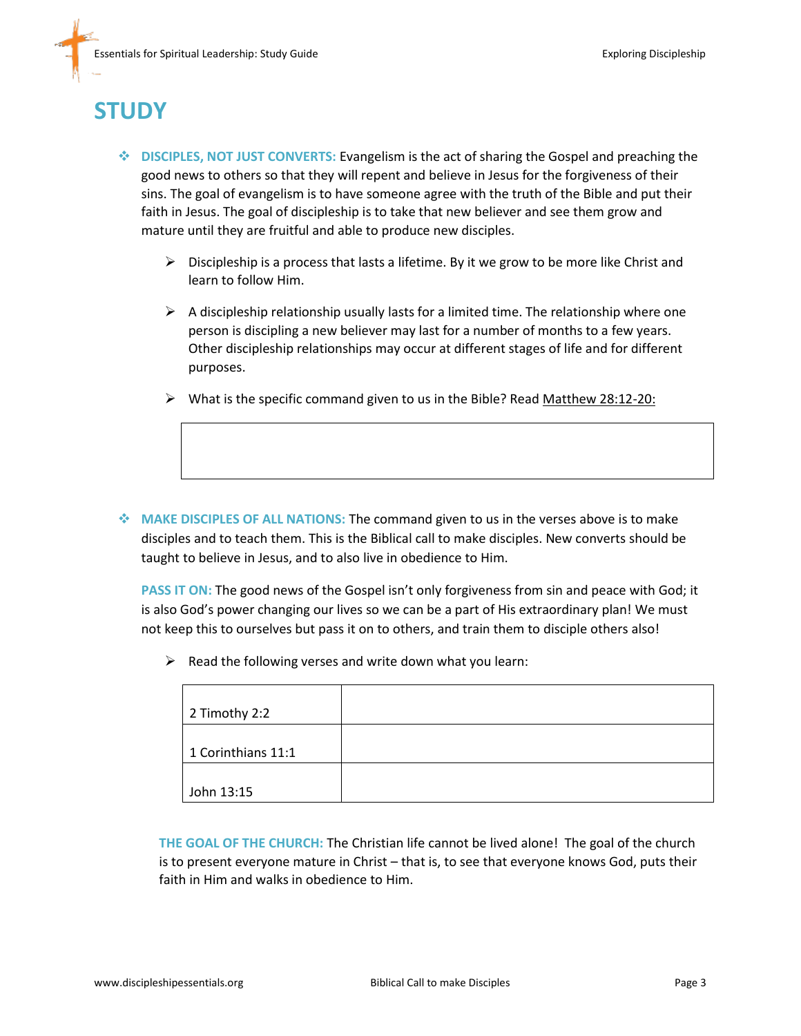# STUDY

- **DISCIPLES, NOT JUST CONVERTS:** Evangelism is the act of sharing the Gospel and preaching the good news to others so that they will repent and believe in Jesus for the forgiveness of their sins. The goal of evangelism is to have someone agree with the truth of the Bible and put their faith in Jesus. The goal of discipleship is to take that new believer and see them grow and mature until they are fruitful and able to produce new disciples.

  - Discipleship is a process that lasts a lifetime. By it we grow to be more like Christ and learn to follow Him.
  - A discipleship relationship usually lasts for a limited time. The relationship where one person is discipling a new believer may last for a number of months to a few years. Other discipleship relationships may occur at different stages of life and for different purposes.
  - What is the specific command given to us in the Bible? Read Matthew 28:12-20:

| |
|---|
| |

- **MAKE DISCIPLES OF ALL NATIONS:** The command given to us in the verses above is to make disciples and to teach them. This is the Biblical call to make disciples. New converts should be taught to believe in Jesus, and to also live in obedience to Him.

  **PASS IT ON:** The good news of the Gospel isn't only forgiveness from sin and peace with God; it is also God's power changing our lives so we can be a part of His extraordinary plan! We must not keep this to ourselves but pass it on to others, and train them to disciple others also!

  - Read the following verses and write down what you learn:

| | |
|---|---|
| 2 Timothy 2:2 | |
| 1 Corinthians 11:1 | |
| John 13:15 | |

  **THE GOAL OF THE CHURCH:** The Christian life cannot be lived alone! The goal of the church is to present everyone mature in Christ – that is, to see that everyone knows God, puts their faith in Him and walks in obedience to Him.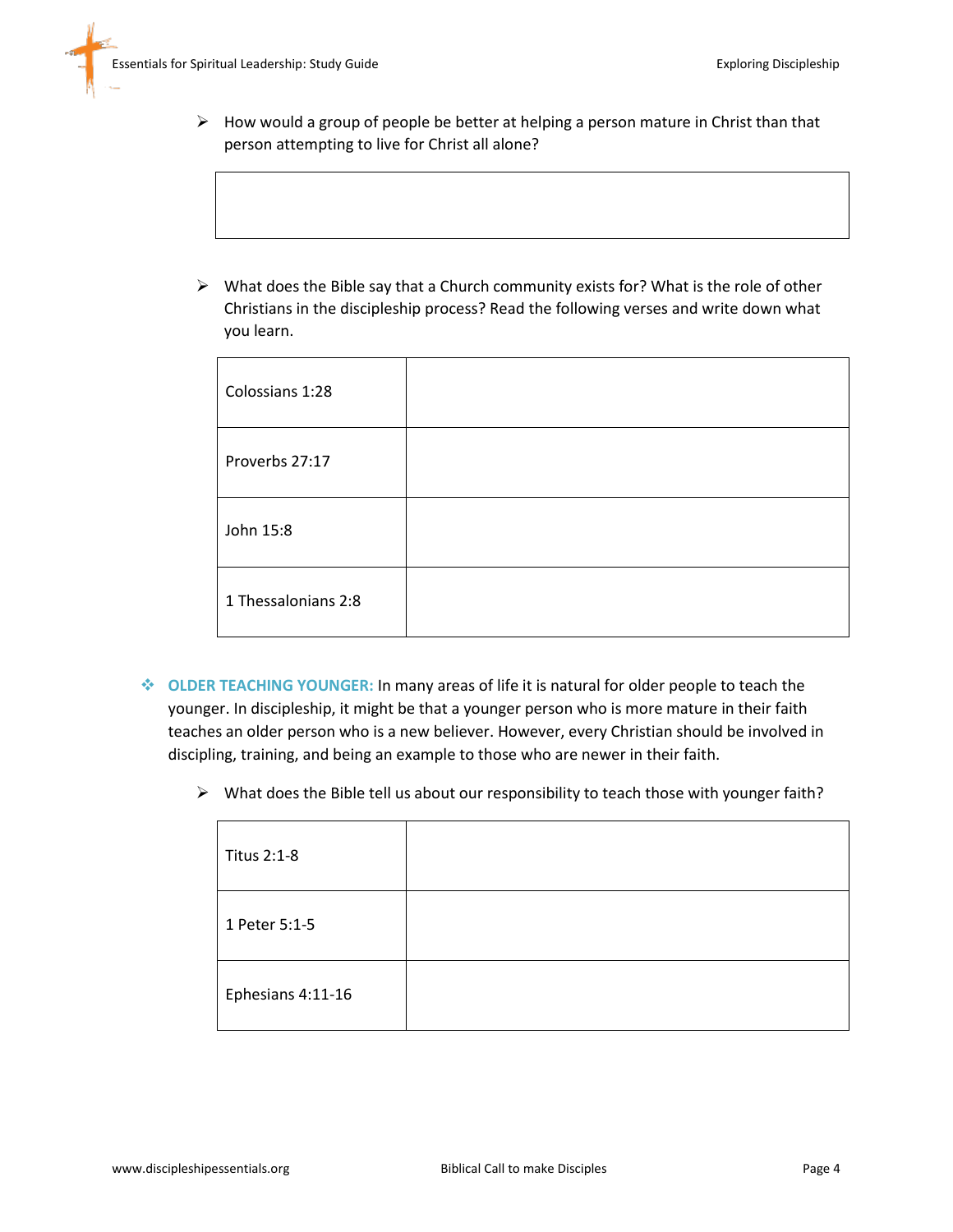- How would a group of people be better at helping a person mature in Christ than that person attempting to live for Christ all alone?

| |
|---|
| |

- What does the Bible say that a Church community exists for? What is the role of other Christians in the discipleship process? Read the following verses and write down what you learn.

| | |
|---|---|
| Colossians 1:28 | |
| Proverbs 27:17 | |
| John 15:8 | |
| 1 Thessalonians 2:8 | |

- **OLDER TEACHING YOUNGER:** In many areas of life it is natural for older people to teach the younger. In discipleship, it might be that a younger person who is more mature in their faith teaches an older person who is a new believer. However, every Christian should be involved in discipling, training, and being an example to those who are newer in their faith.

  - What does the Bible tell us about our responsibility to teach those with younger faith?

| | |
|---|---|
| Titus 2:1-8 | |
| 1 Peter 5:1-5 | |
| Ephesians 4:11-16 | |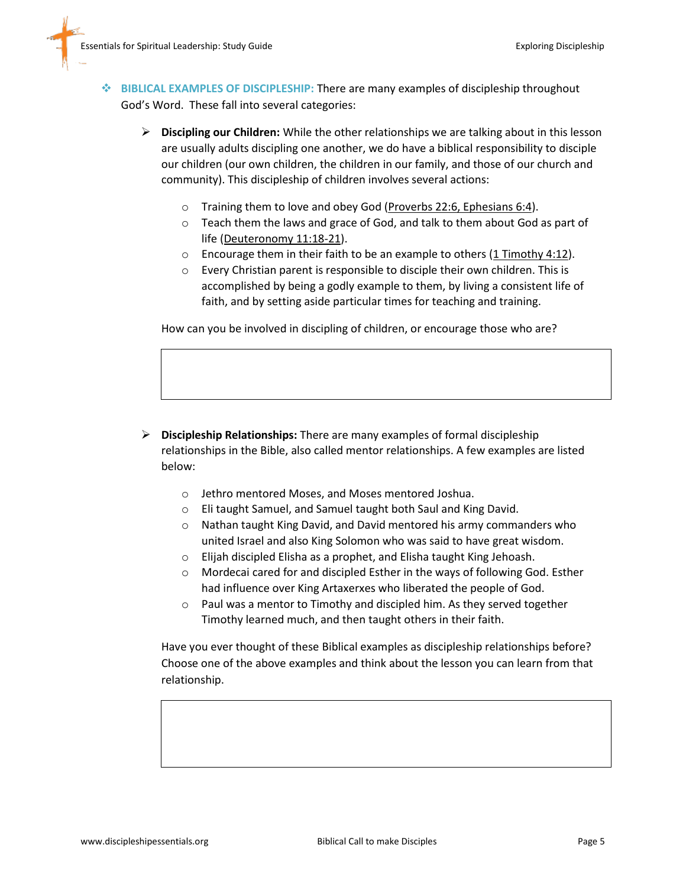- **BIBLICAL EXAMPLES OF DISCIPLESHIP:** There are many examples of discipleship throughout God's Word. These fall into several categories:

  - **Discipling our Children:** While the other relationships we are talking about in this lesson are usually adults discipling one another, we do have a biblical responsibility to disciple our children (our own children, the children in our family, and those of our church and community). This discipleship of children involves several actions:

    - Training them to love and obey God (Proverbs 22:6, Ephesians 6:4).
    - Teach them the laws and grace of God, and talk to them about God as part of life (Deuteronomy 11:18-21).
    - Encourage them in their faith to be an example to others (1 Timothy 4:12).
    - Every Christian parent is responsible to disciple their own children. This is accomplished by being a godly example to them, by living a consistent life of faith, and by setting aside particular times for teaching and training.

    How can you be involved in discipling of children, or encourage those who are?

  - **Discipleship Relationships:** There are many examples of formal discipleship relationships in the Bible, also called mentor relationships. A few examples are listed below:

    - Jethro mentored Moses, and Moses mentored Joshua.
    - Eli taught Samuel, and Samuel taught both Saul and King David.
    - Nathan taught King David, and David mentored his army commanders who united Israel and also King Solomon who was said to have great wisdom.
    - Elijah discipled Elisha as a prophet, and Elisha taught King Jehoash.
    - Mordecai cared for and discipled Esther in the ways of following God. Esther had influence over King Artaxerxes who liberated the people of God.
    - Paul was a mentor to Timothy and discipled him. As they served together Timothy learned much, and then taught others in their faith.

    Have you ever thought of these Biblical examples as discipleship relationships before? Choose one of the above examples and think about the lesson you can learn from that relationship.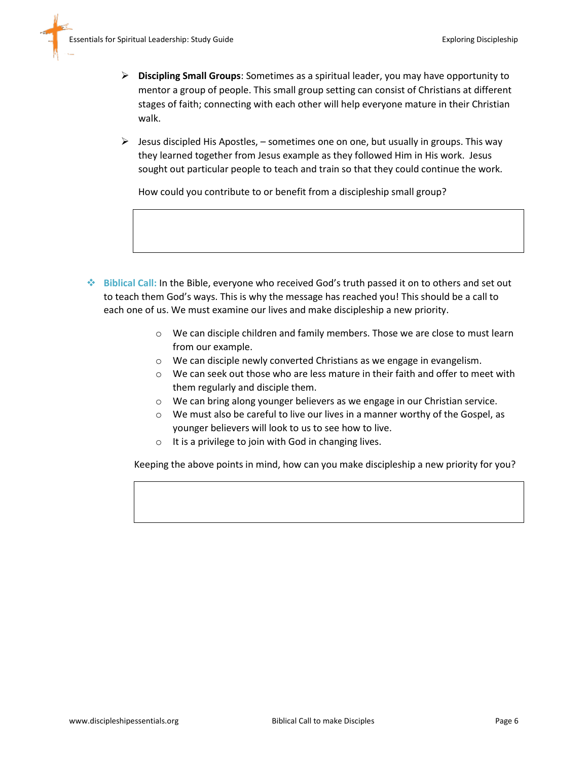- **Discipling Small Groups**: Sometimes as a spiritual leader, you may have opportunity to mentor a group of people. This small group setting can consist of Christians at different stages of faith; connecting with each other will help everyone mature in their Christian walk.

- Jesus discipled His Apostles, – sometimes one on one, but usually in groups. This way they learned together from Jesus example as they followed Him in His work. Jesus sought out particular people to teach and train so that they could continue the work.

  How could you contribute to or benefit from a discipleship small group?

- **Biblical Call:** In the Bible, everyone who received God's truth passed it on to others and set out to teach them God's ways. This is why the message has reached you! This should be a call to each one of us. We must examine our lives and make discipleship a new priority.

  - We can disciple children and family members. Those we are close to must learn from our example.
  - We can disciple newly converted Christians as we engage in evangelism.
  - We can seek out those who are less mature in their faith and offer to meet with them regularly and disciple them.
  - We can bring along younger believers as we engage in our Christian service.
  - We must also be careful to live our lives in a manner worthy of the Gospel, as younger believers will look to us to see how to live.
  - It is a privilege to join with God in changing lives.

  Keeping the above points in mind, how can you make discipleship a new priority for you?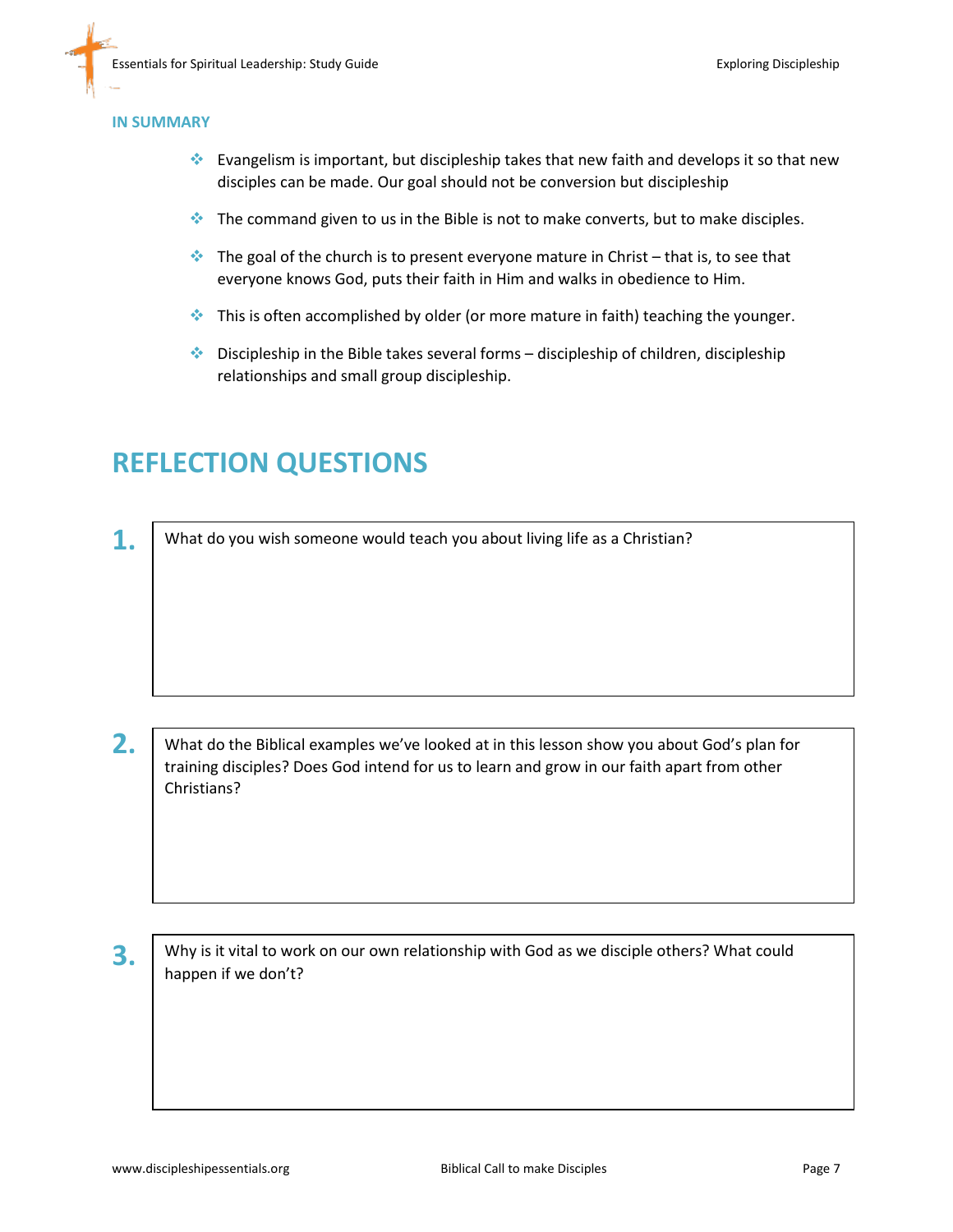### IN SUMMARY

- Evangelism is important, but discipleship takes that new faith and develops it so that new disciples can be made. Our goal should not be conversion but discipleship
- The command given to us in the Bible is not to make converts, but to make disciples.
- The goal of the church is to present everyone mature in Christ – that is, to see that everyone knows God, puts their faith in Him and walks in obedience to Him.
- This is often accomplished by older (or more mature in faith) teaching the younger.
- Discipleship in the Bible takes several forms – discipleship of children, discipleship relationships and small group discipleship.

## REFLECTION QUESTIONS

**1.** What do you wish someone would teach you about living life as a Christian?

**2.** What do the Biblical examples we've looked at in this lesson show you about God's plan for training disciples? Does God intend for us to learn and grow in our faith apart from other Christians?

**3.** Why is it vital to work on our own relationship with God as we disciple others? What could happen if we don't?